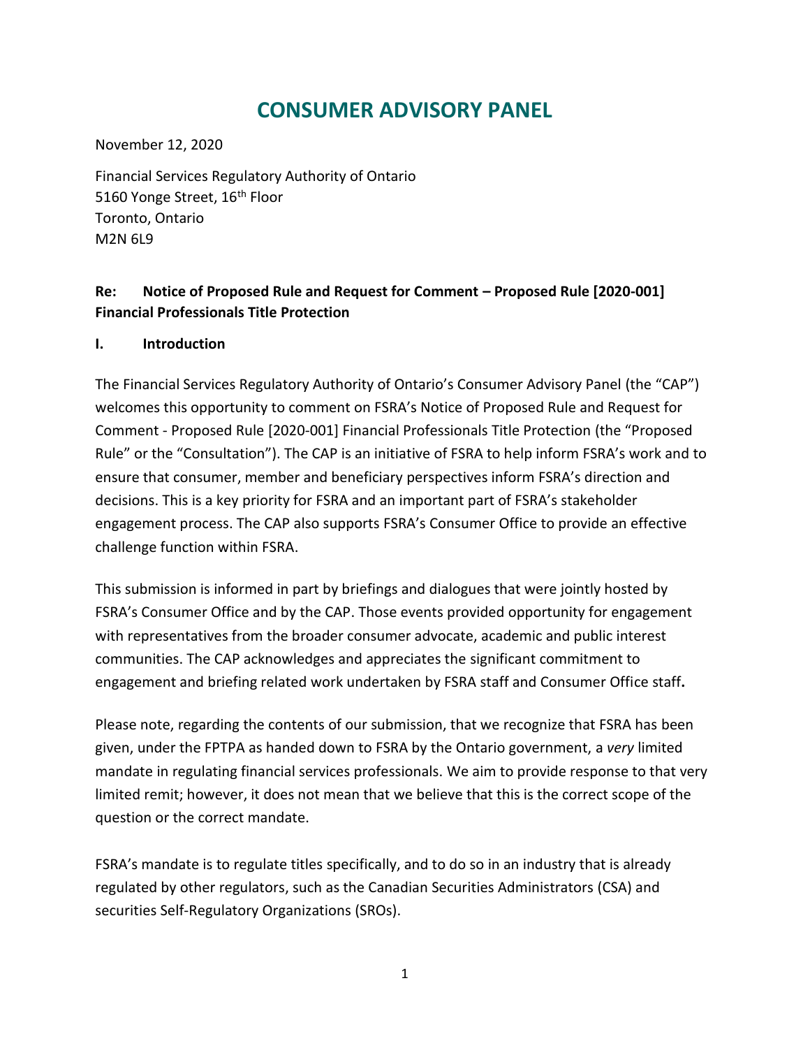# CONSUMER ADVISORY PANEL

November 12, 2020

Financial Services Regulatory Authority of Ontario
5160 Yonge Street, 16th Floor
Toronto, Ontario
M2N 6L9

**Re: Notice of Proposed Rule and Request for Comment – Proposed Rule [2020-001] Financial Professionals Title Protection**

## I. Introduction

The Financial Services Regulatory Authority of Ontario's Consumer Advisory Panel (the "CAP") welcomes this opportunity to comment on FSRA's Notice of Proposed Rule and Request for Comment - Proposed Rule [2020-001] Financial Professionals Title Protection (the "Proposed Rule" or the "Consultation"). The CAP is an initiative of FSRA to help inform FSRA's work and to ensure that consumer, member and beneficiary perspectives inform FSRA's direction and decisions. This is a key priority for FSRA and an important part of FSRA's stakeholder engagement process. The CAP also supports FSRA's Consumer Office to provide an effective challenge function within FSRA.

This submission is informed in part by briefings and dialogues that were jointly hosted by FSRA's Consumer Office and by the CAP. Those events provided opportunity for engagement with representatives from the broader consumer advocate, academic and public interest communities. The CAP acknowledges and appreciates the significant commitment to engagement and briefing related work undertaken by FSRA staff and Consumer Office staff.

Please note, regarding the contents of our submission, that we recognize that FSRA has been given, under the FPTPA as handed down to FSRA by the Ontario government, a *very* limited mandate in regulating financial services professionals. We aim to provide response to that very limited remit; however, it does not mean that we believe that this is the correct scope of the question or the correct mandate.

FSRA's mandate is to regulate titles specifically, and to do so in an industry that is already regulated by other regulators, such as the Canadian Securities Administrators (CSA) and securities Self-Regulatory Organizations (SROs).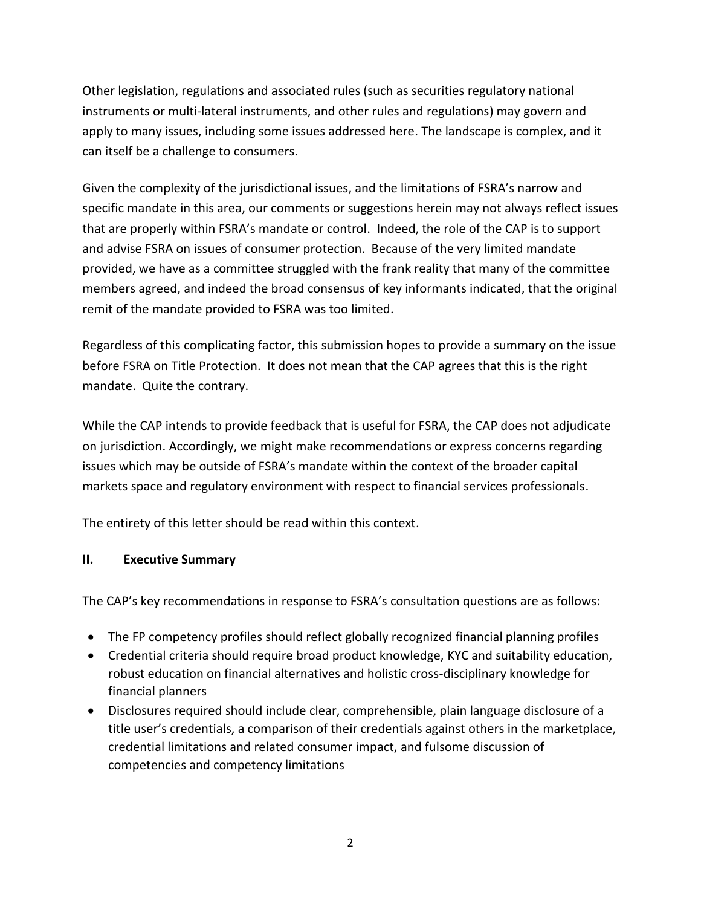Other legislation, regulations and associated rules (such as securities regulatory national instruments or multi-lateral instruments, and other rules and regulations) may govern and apply to many issues, including some issues addressed here. The landscape is complex, and it can itself be a challenge to consumers.

Given the complexity of the jurisdictional issues, and the limitations of FSRA's narrow and specific mandate in this area, our comments or suggestions herein may not always reflect issues that are properly within FSRA's mandate or control. Indeed, the role of the CAP is to support and advise FSRA on issues of consumer protection. Because of the very limited mandate provided, we have as a committee struggled with the frank reality that many of the committee members agreed, and indeed the broad consensus of key informants indicated, that the original remit of the mandate provided to FSRA was too limited.

Regardless of this complicating factor, this submission hopes to provide a summary on the issue before FSRA on Title Protection. It does not mean that the CAP agrees that this is the right mandate. Quite the contrary.

While the CAP intends to provide feedback that is useful for FSRA, the CAP does not adjudicate on jurisdiction. Accordingly, we might make recommendations or express concerns regarding issues which may be outside of FSRA's mandate within the context of the broader capital markets space and regulatory environment with respect to financial services professionals.

The entirety of this letter should be read within this context.

## II. Executive Summary

The CAP's key recommendations in response to FSRA's consultation questions are as follows:

- The FP competency profiles should reflect globally recognized financial planning profiles
- Credential criteria should require broad product knowledge, KYC and suitability education, robust education on financial alternatives and holistic cross-disciplinary knowledge for financial planners
- Disclosures required should include clear, comprehensible, plain language disclosure of a title user's credentials, a comparison of their credentials against others in the marketplace, credential limitations and related consumer impact, and fulsome discussion of competencies and competency limitations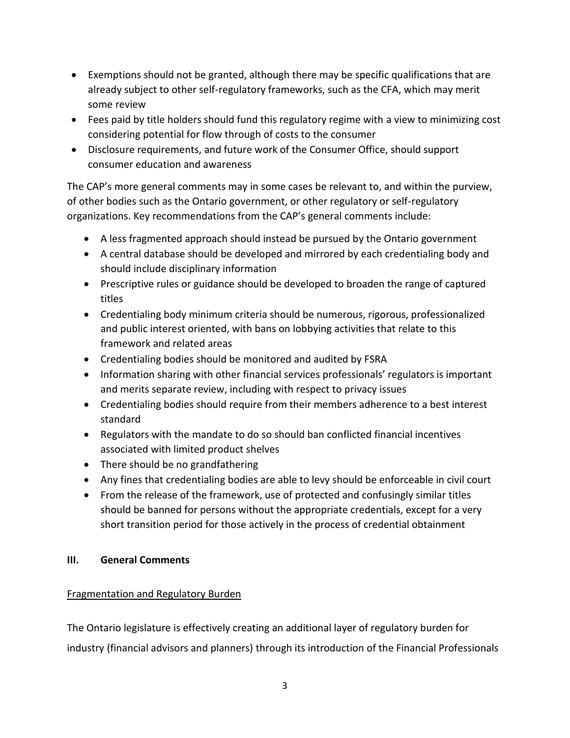- Exemptions should not be granted, although there may be specific qualifications that are already subject to other self-regulatory frameworks, such as the CFA, which may merit some review
- Fees paid by title holders should fund this regulatory regime with a view to minimizing cost considering potential for flow through of costs to the consumer
- Disclosure requirements, and future work of the Consumer Office, should support consumer education and awareness

The CAP's more general comments may in some cases be relevant to, and within the purview, of other bodies such as the Ontario government, or other regulatory or self-regulatory organizations. Key recommendations from the CAP's general comments include:

- A less fragmented approach should instead be pursued by the Ontario government
- A central database should be developed and mirrored by each credentialing body and should include disciplinary information
- Prescriptive rules or guidance should be developed to broaden the range of captured titles
- Credentialing body minimum criteria should be numerous, rigorous, professionalized and public interest oriented, with bans on lobbying activities that relate to this framework and related areas
- Credentialing bodies should be monitored and audited by FSRA
- Information sharing with other financial services professionals' regulators is important and merits separate review, including with respect to privacy issues
- Credentialing bodies should require from their members adherence to a best interest standard
- Regulators with the mandate to do so should ban conflicted financial incentives associated with limited product shelves
- There should be no grandfathering
- Any fines that credentialing bodies are able to levy should be enforceable in civil court
- From the release of the framework, use of protected and confusingly similar titles should be banned for persons without the appropriate credentials, except for a very short transition period for those actively in the process of credential obtainment

## III. General Comments

### Fragmentation and Regulatory Burden

The Ontario legislature is effectively creating an additional layer of regulatory burden for industry (financial advisors and planners) through its introduction of the Financial Professionals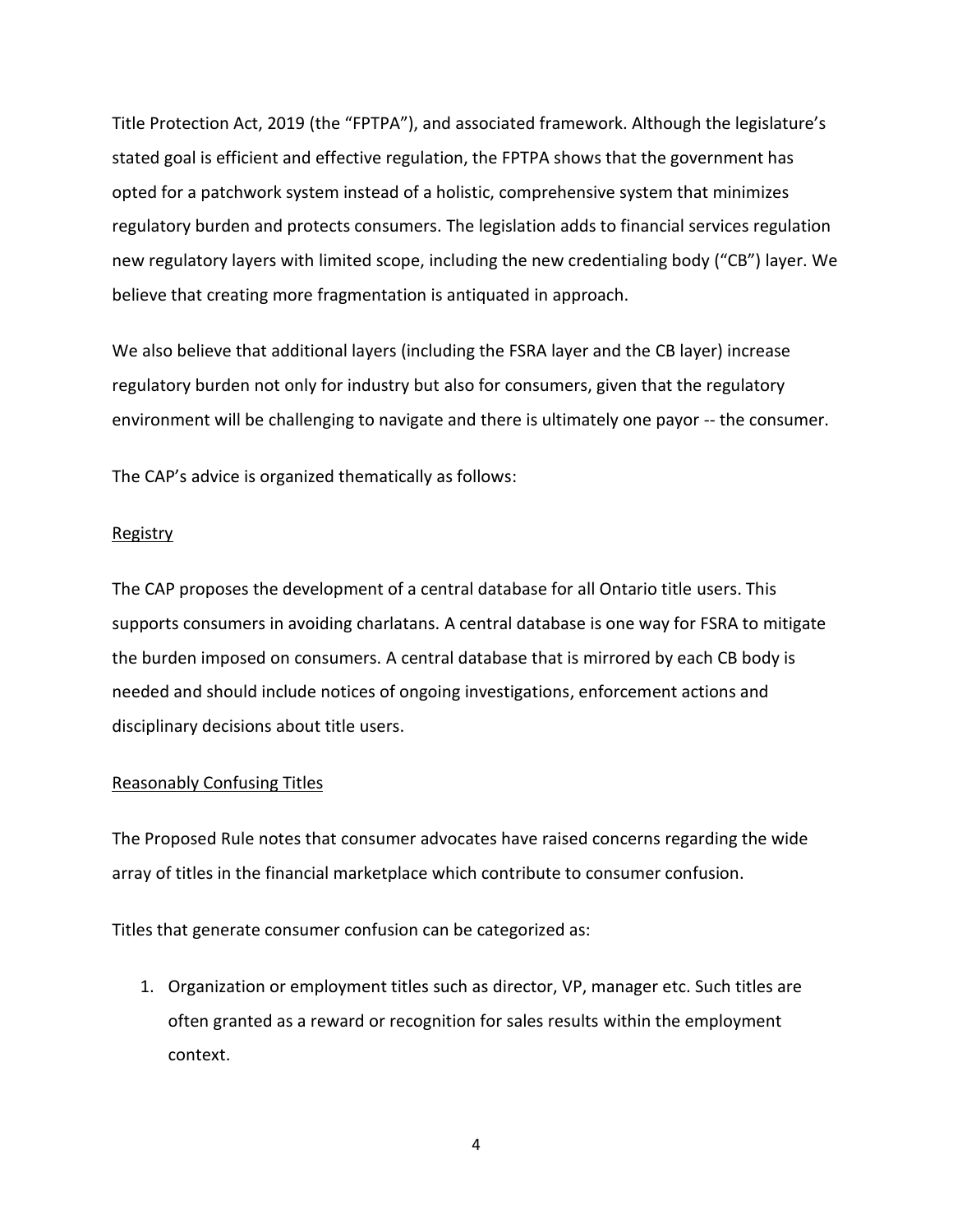Title Protection Act, 2019 (the "FPTPA"), and associated framework. Although the legislature's stated goal is efficient and effective regulation, the FPTPA shows that the government has opted for a patchwork system instead of a holistic, comprehensive system that minimizes regulatory burden and protects consumers. The legislation adds to financial services regulation new regulatory layers with limited scope, including the new credentialing body ("CB") layer. We believe that creating more fragmentation is antiquated in approach.

We also believe that additional layers (including the FSRA layer and the CB layer) increase regulatory burden not only for industry but also for consumers, given that the regulatory environment will be challenging to navigate and there is ultimately one payor -- the consumer.

The CAP's advice is organized thematically as follows:

<u>Registry</u>

The CAP proposes the development of a central database for all Ontario title users. This supports consumers in avoiding charlatans. A central database is one way for FSRA to mitigate the burden imposed on consumers. A central database that is mirrored by each CB body is needed and should include notices of ongoing investigations, enforcement actions and disciplinary decisions about title users.

<u>Reasonably Confusing Titles</u>

The Proposed Rule notes that consumer advocates have raised concerns regarding the wide array of titles in the financial marketplace which contribute to consumer confusion.

Titles that generate consumer confusion can be categorized as:

1. Organization or employment titles such as director, VP, manager etc. Such titles are often granted as a reward or recognition for sales results within the employment context.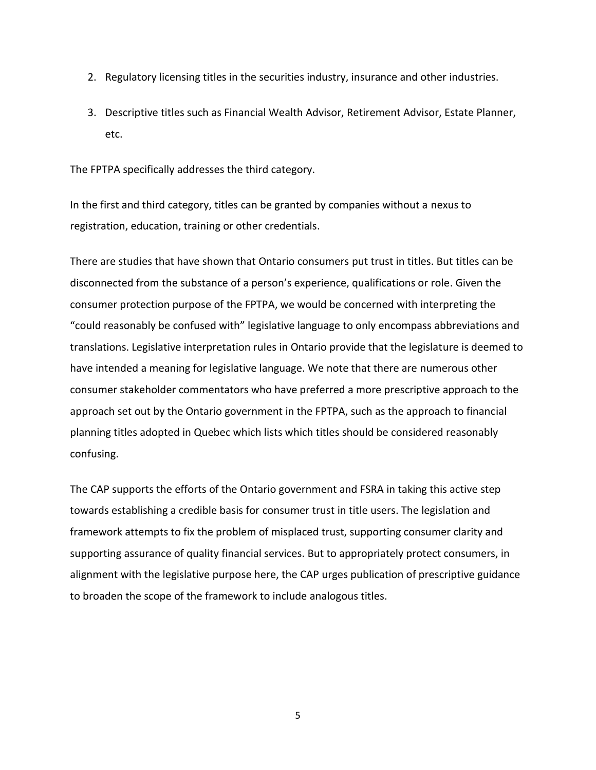2. Regulatory licensing titles in the securities industry, insurance and other industries.
3. Descriptive titles such as Financial Wealth Advisor, Retirement Advisor, Estate Planner, etc.

The FPTPA specifically addresses the third category.

In the first and third category, titles can be granted by companies without a nexus to registration, education, training or other credentials.

There are studies that have shown that Ontario consumers put trust in titles. But titles can be disconnected from the substance of a person's experience, qualifications or role. Given the consumer protection purpose of the FPTPA, we would be concerned with interpreting the "could reasonably be confused with" legislative language to only encompass abbreviations and translations. Legislative interpretation rules in Ontario provide that the legislature is deemed to have intended a meaning for legislative language. We note that there are numerous other consumer stakeholder commentators who have preferred a more prescriptive approach to the approach set out by the Ontario government in the FPTPA, such as the approach to financial planning titles adopted in Quebec which lists which titles should be considered reasonably confusing.

The CAP supports the efforts of the Ontario government and FSRA in taking this active step towards establishing a credible basis for consumer trust in title users. The legislation and framework attempts to fix the problem of misplaced trust, supporting consumer clarity and supporting assurance of quality financial services. But to appropriately protect consumers, in alignment with the legislative purpose here, the CAP urges publication of prescriptive guidance to broaden the scope of the framework to include analogous titles.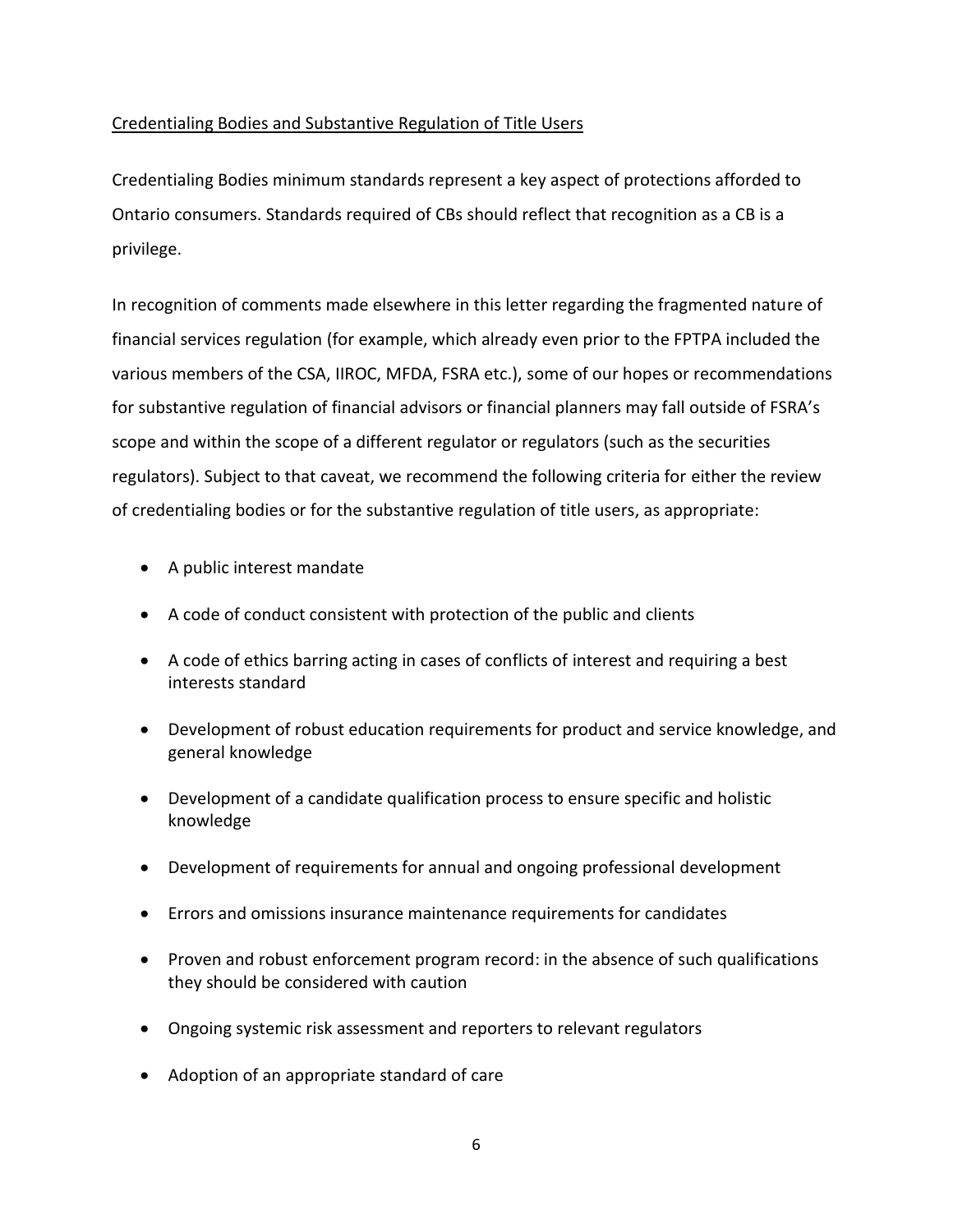## Credentialing Bodies and Substantive Regulation of Title Users

Credentialing Bodies minimum standards represent a key aspect of protections afforded to Ontario consumers. Standards required of CBs should reflect that recognition as a CB is a privilege.

In recognition of comments made elsewhere in this letter regarding the fragmented nature of financial services regulation (for example, which already even prior to the FPTPA included the various members of the CSA, IIROC, MFDA, FSRA etc.), some of our hopes or recommendations for substantive regulation of financial advisors or financial planners may fall outside of FSRA's scope and within the scope of a different regulator or regulators (such as the securities regulators). Subject to that caveat, we recommend the following criteria for either the review of credentialing bodies or for the substantive regulation of title users, as appropriate:

- A public interest mandate
- A code of conduct consistent with protection of the public and clients
- A code of ethics barring acting in cases of conflicts of interest and requiring a best interests standard
- Development of robust education requirements for product and service knowledge, and general knowledge
- Development of a candidate qualification process to ensure specific and holistic knowledge
- Development of requirements for annual and ongoing professional development
- Errors and omissions insurance maintenance requirements for candidates
- Proven and robust enforcement program record: in the absence of such qualifications they should be considered with caution
- Ongoing systemic risk assessment and reporters to relevant regulators
- Adoption of an appropriate standard of care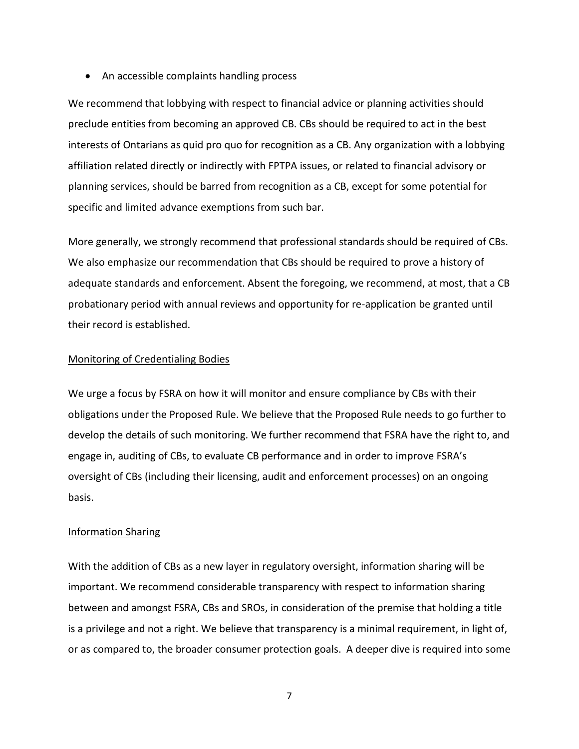- An accessible complaints handling process

We recommend that lobbying with respect to financial advice or planning activities should preclude entities from becoming an approved CB. CBs should be required to act in the best interests of Ontarians as quid pro quo for recognition as a CB. Any organization with a lobbying affiliation related directly or indirectly with FPTPA issues, or related to financial advisory or planning services, should be barred from recognition as a CB, except for some potential for specific and limited advance exemptions from such bar.

More generally, we strongly recommend that professional standards should be required of CBs. We also emphasize our recommendation that CBs should be required to prove a history of adequate standards and enforcement. Absent the foregoing, we recommend, at most, that a CB probationary period with annual reviews and opportunity for re-application be granted until their record is established.

<u>Monitoring of Credentialing Bodies</u>

We urge a focus by FSRA on how it will monitor and ensure compliance by CBs with their obligations under the Proposed Rule. We believe that the Proposed Rule needs to go further to develop the details of such monitoring. We further recommend that FSRA have the right to, and engage in, auditing of CBs, to evaluate CB performance and in order to improve FSRA's oversight of CBs (including their licensing, audit and enforcement processes) on an ongoing basis.

<u>Information Sharing</u>

With the addition of CBs as a new layer in regulatory oversight, information sharing will be important. We recommend considerable transparency with respect to information sharing between and amongst FSRA, CBs and SROs, in consideration of the premise that holding a title is a privilege and not a right. We believe that transparency is a minimal requirement, in light of, or as compared to, the broader consumer protection goals. A deeper dive is required into some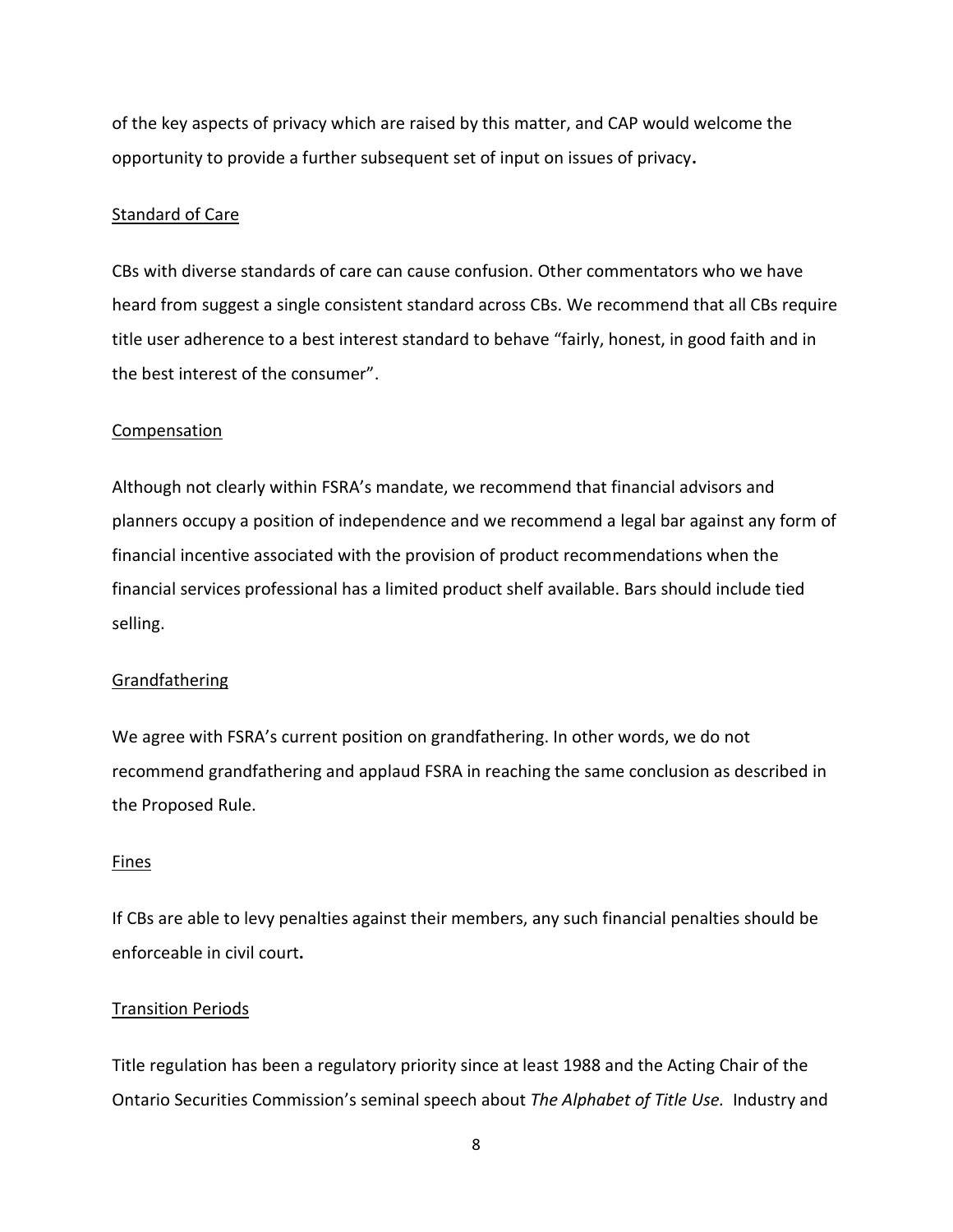of the key aspects of privacy which are raised by this matter, and CAP would welcome the opportunity to provide a further subsequent set of input on issues of privacy**.**

Standard of Care

CBs with diverse standards of care can cause confusion. Other commentators who we have heard from suggest a single consistent standard across CBs. We recommend that all CBs require title user adherence to a best interest standard to behave "fairly, honest, in good faith and in the best interest of the consumer".

Compensation

Although not clearly within FSRA's mandate, we recommend that financial advisors and planners occupy a position of independence and we recommend a legal bar against any form of financial incentive associated with the provision of product recommendations when the financial services professional has a limited product shelf available. Bars should include tied selling.

Grandfathering

We agree with FSRA's current position on grandfathering. In other words, we do not recommend grandfathering and applaud FSRA in reaching the same conclusion as described in the Proposed Rule.

Fines

If CBs are able to levy penalties against their members, any such financial penalties should be enforceable in civil court**.**

Transition Periods

Title regulation has been a regulatory priority since at least 1988 and the Acting Chair of the Ontario Securities Commission's seminal speech about *The Alphabet of Title Use.* Industry and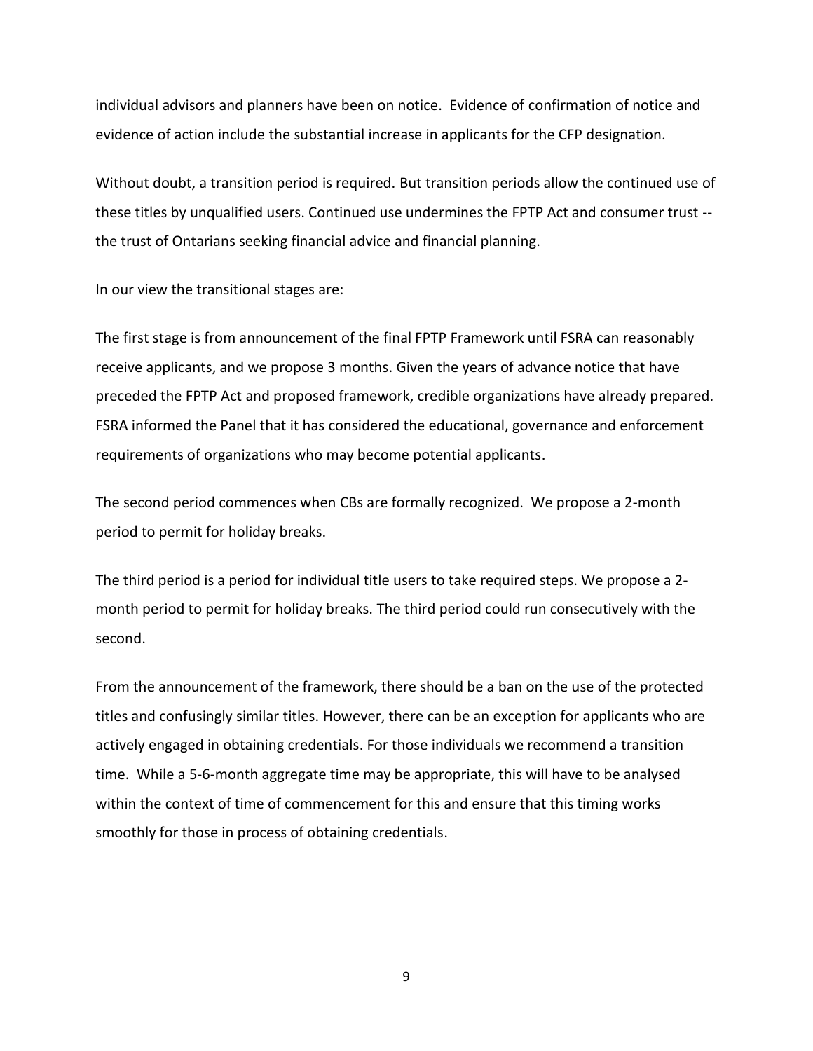individual advisors and planners have been on notice. Evidence of confirmation of notice and evidence of action include the substantial increase in applicants for the CFP designation.

Without doubt, a transition period is required. But transition periods allow the continued use of these titles by unqualified users. Continued use undermines the FPTP Act and consumer trust -- the trust of Ontarians seeking financial advice and financial planning.

In our view the transitional stages are:

The first stage is from announcement of the final FPTP Framework until FSRA can reasonably receive applicants, and we propose 3 months. Given the years of advance notice that have preceded the FPTP Act and proposed framework, credible organizations have already prepared. FSRA informed the Panel that it has considered the educational, governance and enforcement requirements of organizations who may become potential applicants.

The second period commences when CBs are formally recognized. We propose a 2-month period to permit for holiday breaks.

The third period is a period for individual title users to take required steps. We propose a 2-month period to permit for holiday breaks. The third period could run consecutively with the second.

From the announcement of the framework, there should be a ban on the use of the protected titles and confusingly similar titles. However, there can be an exception for applicants who are actively engaged in obtaining credentials. For those individuals we recommend a transition time. While a 5-6-month aggregate time may be appropriate, this will have to be analysed within the context of time of commencement for this and ensure that this timing works smoothly for those in process of obtaining credentials.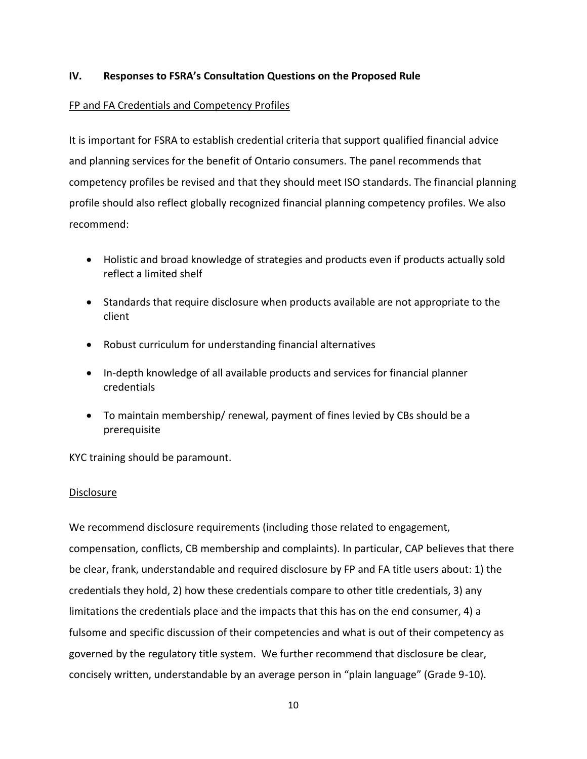## IV. Responses to FSRA's Consultation Questions on the Proposed Rule

<u>FP and FA Credentials and Competency Profiles</u>

It is important for FSRA to establish credential criteria that support qualified financial advice and planning services for the benefit of Ontario consumers. The panel recommends that competency profiles be revised and that they should meet ISO standards. The financial planning profile should also reflect globally recognized financial planning competency profiles. We also recommend:

- Holistic and broad knowledge of strategies and products even if products actually sold reflect a limited shelf
- Standards that require disclosure when products available are not appropriate to the client
- Robust curriculum for understanding financial alternatives
- In-depth knowledge of all available products and services for financial planner credentials
- To maintain membership/ renewal, payment of fines levied by CBs should be a prerequisite

KYC training should be paramount.

<u>Disclosure</u>

We recommend disclosure requirements (including those related to engagement, compensation, conflicts, CB membership and complaints). In particular, CAP believes that there be clear, frank, understandable and required disclosure by FP and FA title users about: 1) the credentials they hold, 2) how these credentials compare to other title credentials, 3) any limitations the credentials place and the impacts that this has on the end consumer, 4) a fulsome and specific discussion of their competencies and what is out of their competency as governed by the regulatory title system. We further recommend that disclosure be clear, concisely written, understandable by an average person in "plain language" (Grade 9-10).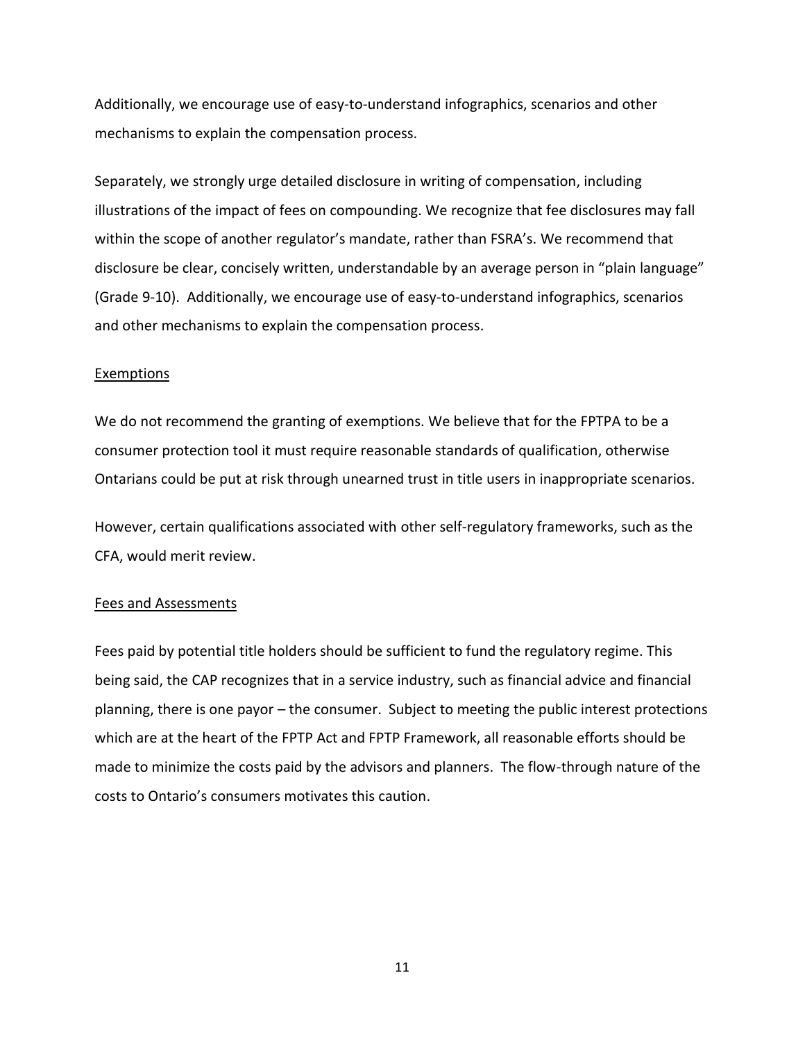Additionally, we encourage use of easy-to-understand infographics, scenarios and other mechanisms to explain the compensation process.

Separately, we strongly urge detailed disclosure in writing of compensation, including illustrations of the impact of fees on compounding. We recognize that fee disclosures may fall within the scope of another regulator's mandate, rather than FSRA's. We recommend that disclosure be clear, concisely written, understandable by an average person in "plain language" (Grade 9-10). Additionally, we encourage use of easy-to-understand infographics, scenarios and other mechanisms to explain the compensation process.

<u>Exemptions</u>

We do not recommend the granting of exemptions. We believe that for the FPTPA to be a consumer protection tool it must require reasonable standards of qualification, otherwise Ontarians could be put at risk through unearned trust in title users in inappropriate scenarios.

However, certain qualifications associated with other self-regulatory frameworks, such as the CFA, would merit review.

<u>Fees and Assessments</u>

Fees paid by potential title holders should be sufficient to fund the regulatory regime. This being said, the CAP recognizes that in a service industry, such as financial advice and financial planning, there is one payor – the consumer. Subject to meeting the public interest protections which are at the heart of the FPTP Act and FPTP Framework, all reasonable efforts should be made to minimize the costs paid by the advisors and planners. The flow-through nature of the costs to Ontario's consumers motivates this caution.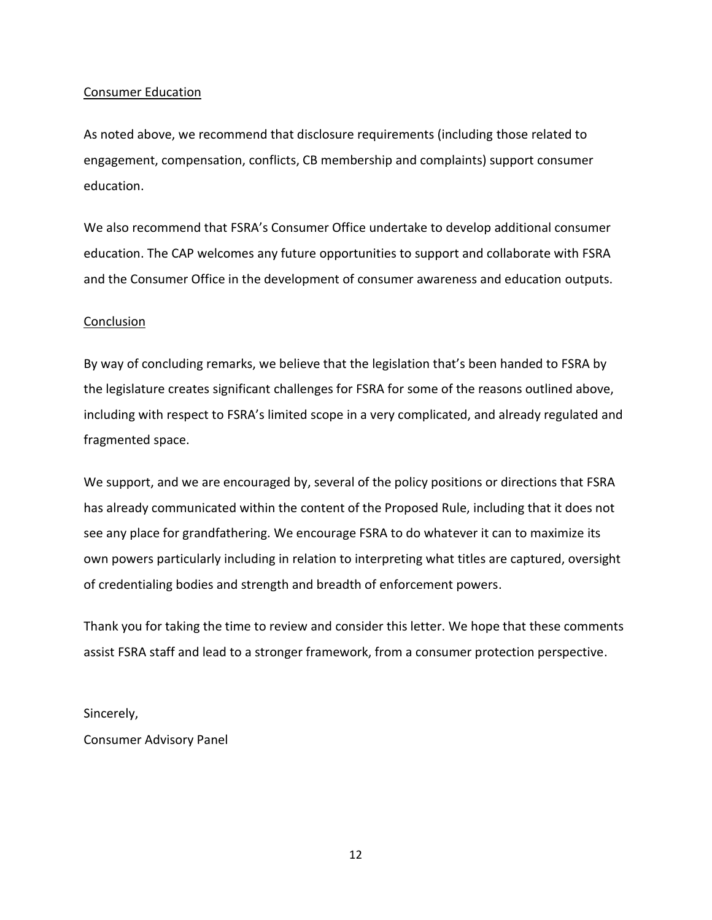<u>Consumer Education</u>

As noted above, we recommend that disclosure requirements (including those related to engagement, compensation, conflicts, CB membership and complaints) support consumer education.

We also recommend that FSRA's Consumer Office undertake to develop additional consumer education. The CAP welcomes any future opportunities to support and collaborate with FSRA and the Consumer Office in the development of consumer awareness and education outputs.

<u>Conclusion</u>

By way of concluding remarks, we believe that the legislation that's been handed to FSRA by the legislature creates significant challenges for FSRA for some of the reasons outlined above, including with respect to FSRA's limited scope in a very complicated, and already regulated and fragmented space.

We support, and we are encouraged by, several of the policy positions or directions that FSRA has already communicated within the content of the Proposed Rule, including that it does not see any place for grandfathering. We encourage FSRA to do whatever it can to maximize its own powers particularly including in relation to interpreting what titles are captured, oversight of credentialing bodies and strength and breadth of enforcement powers.

Thank you for taking the time to review and consider this letter. We hope that these comments assist FSRA staff and lead to a stronger framework, from a consumer protection perspective.

Sincerely,
Consumer Advisory Panel